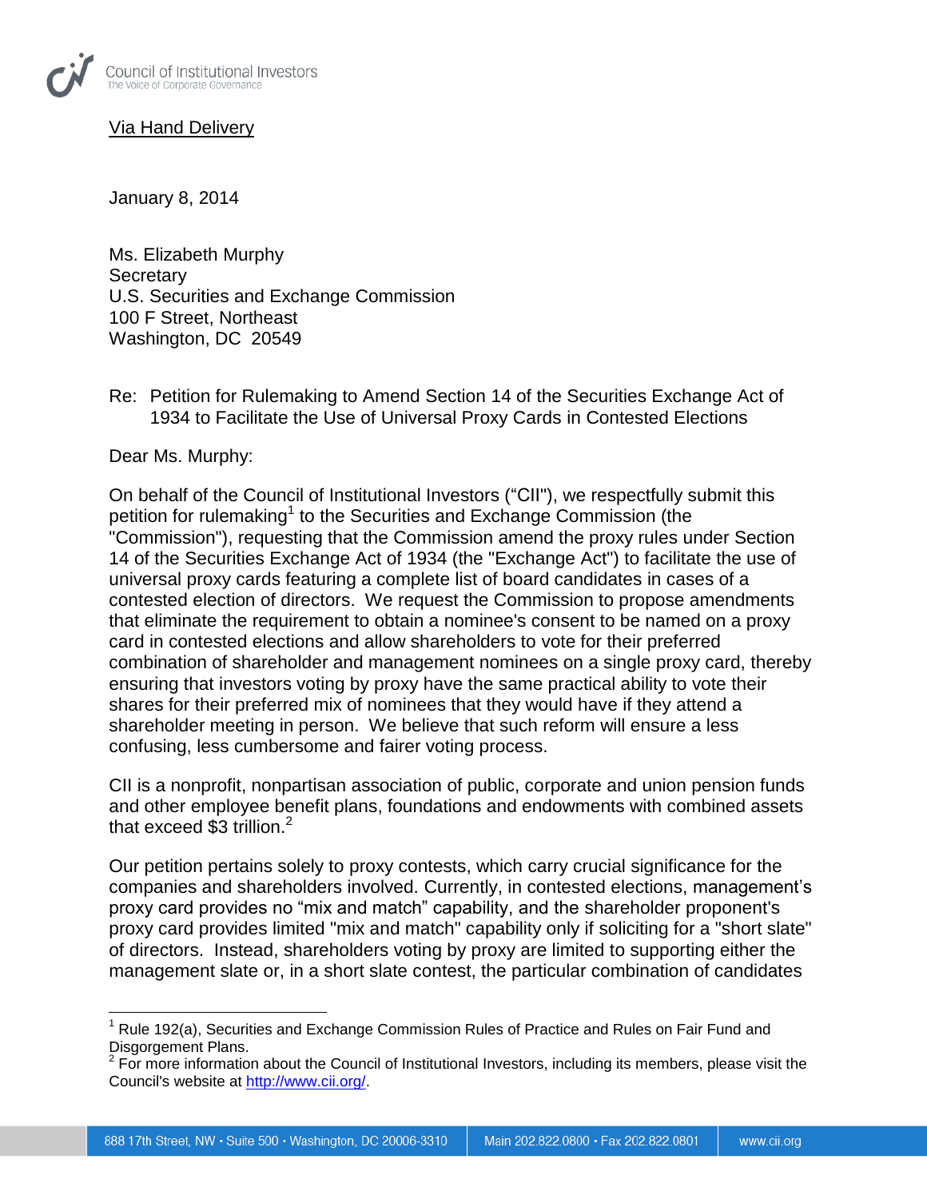Council of Institutional Investors
The Voice of Corporate Governance

Via Hand Delivery

January 8, 2014

Ms. Elizabeth Murphy
Secretary
U.S. Securities and Exchange Commission
100 F Street, Northeast
Washington, DC 20549

Re: Petition for Rulemaking to Amend Section 14 of the Securities Exchange Act of 1934 to Facilitate the Use of Universal Proxy Cards in Contested Elections

Dear Ms. Murphy:

On behalf of the Council of Institutional Investors ("CII"), we respectfully submit this petition for rulemaking[1] to the Securities and Exchange Commission (the "Commission"), requesting that the Commission amend the proxy rules under Section 14 of the Securities Exchange Act of 1934 (the "Exchange Act") to facilitate the use of universal proxy cards featuring a complete list of board candidates in cases of a contested election of directors. We request the Commission to propose amendments that eliminate the requirement to obtain a nominee's consent to be named on a proxy card in contested elections and allow shareholders to vote for their preferred combination of shareholder and management nominees on a single proxy card, thereby ensuring that investors voting by proxy have the same practical ability to vote their shares for their preferred mix of nominees that they would have if they attend a shareholder meeting in person. We believe that such reform will ensure a less confusing, less cumbersome and fairer voting process.

CII is a nonprofit, nonpartisan association of public, corporate and union pension funds and other employee benefit plans, foundations and endowments with combined assets that exceed $3 trillion.[2]

Our petition pertains solely to proxy contests, which carry crucial significance for the companies and shareholders involved. Currently, in contested elections, management's proxy card provides no "mix and match" capability, and the shareholder proponent's proxy card provides limited "mix and match" capability only if soliciting for a "short slate" of directors. Instead, shareholders voting by proxy are limited to supporting either the management slate or, in a short slate contest, the particular combination of candidates

[1] Rule 192(a), Securities and Exchange Commission Rules of Practice and Rules on Fair Fund and Disgorgement Plans.

[2] For more information about the Council of Institutional Investors, including its members, please visit the Council's website at http://www.cii.org/.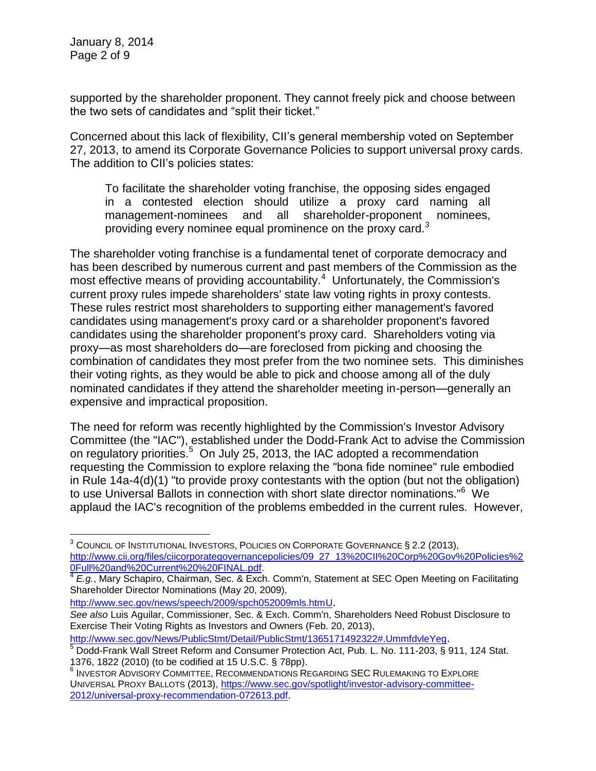supported by the shareholder proponent. They cannot freely pick and choose between the two sets of candidates and "split their ticket."

Concerned about this lack of flexibility, CII's general membership voted on September 27, 2013, to amend its Corporate Governance Policies to support universal proxy cards. The addition to CII's policies states:

> To facilitate the shareholder voting franchise, the opposing sides engaged in a contested election should utilize a proxy card naming all management-nominees and all shareholder-proponent nominees, providing every nominee equal prominence on the proxy card.[3]

The shareholder voting franchise is a fundamental tenet of corporate democracy and has been described by numerous current and past members of the Commission as the most effective means of providing accountability.[4] Unfortunately, the Commission's current proxy rules impede shareholders' state law voting rights in proxy contests. These rules restrict most shareholders to supporting either management's favored candidates using management's proxy card or a shareholder proponent's favored candidates using the shareholder proponent's proxy card. Shareholders voting via proxy—as most shareholders do—are foreclosed from picking and choosing the combination of candidates they most prefer from the two nominee sets. This diminishes their voting rights, as they would be able to pick and choose among all of the duly nominated candidates if they attend the shareholder meeting in-person—generally an expensive and impractical proposition.

The need for reform was recently highlighted by the Commission's Investor Advisory Committee (the "IAC"), established under the Dodd-Frank Act to advise the Commission on regulatory priorities.[5] On July 25, 2013, the IAC adopted a recommendation requesting the Commission to explore relaxing the "bona fide nominee" rule embodied in Rule 14a-4(d)(1) "to provide proxy contestants with the option (but not the obligation) to use Universal Ballots in connection with short slate director nominations."[6] We applaud the IAC's recognition of the problems embedded in the current rules. However,

---

[3] COUNCIL OF INSTITUTIONAL INVESTORS, POLICIES ON CORPORATE GOVERNANCE § 2.2 (2013), http://www.cii.org/files/ciicorporategovernancepolicies/09_27_13%20CII%20Corp%20Gov%20Policies%20Full%20and%20Current%20%20FINAL.pdf.

[4] *E.g.*, Mary Schapiro, Chairman, Sec. & Exch. Comm'n, Statement at SEC Open Meeting on Facilitating Shareholder Director Nominations (May 20, 2009), http://www.sec.gov/news/speech/2009/spch052009mls.htmU.
*See also* Luis Aguilar, Commissioner, Sec. & Exch. Comm'n, Shareholders Need Robust Disclosure to Exercise Their Voting Rights as Investors and Owners (Feb. 20, 2013), http://www.sec.gov/News/PublicStmt/Detail/PublicStmt/1365171492322#.UmmfdvleYeg.

[5] Dodd-Frank Wall Street Reform and Consumer Protection Act, Pub. L. No. 111-203, § 911, 124 Stat. 1376, 1822 (2010) (to be codified at 15 U.S.C. § 78pp).

[6] INVESTOR ADVISORY COMMITTEE, RECOMMENDATIONS REGARDING SEC RULEMAKING TO EXPLORE UNIVERSAL PROXY BALLOTS (2013), https://www.sec.gov/spotlight/investor-advisory-committee-2012/universal-proxy-recommendation-072613.pdf.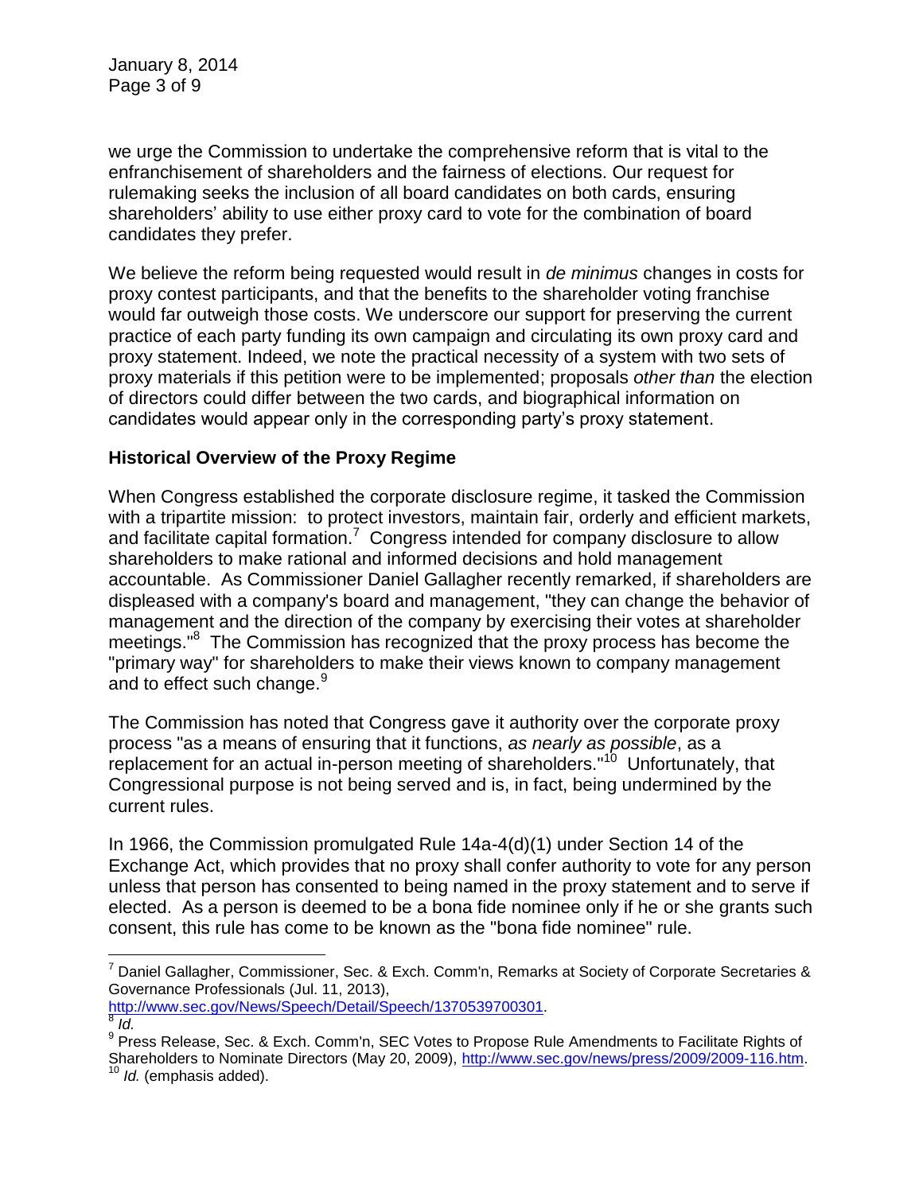we urge the Commission to undertake the comprehensive reform that is vital to the enfranchisement of shareholders and the fairness of elections. Our request for rulemaking seeks the inclusion of all board candidates on both cards, ensuring shareholders' ability to use either proxy card to vote for the combination of board candidates they prefer.

We believe the reform being requested would result in *de minimus* changes in costs for proxy contest participants, and that the benefits to the shareholder voting franchise would far outweigh those costs. We underscore our support for preserving the current practice of each party funding its own campaign and circulating its own proxy card and proxy statement. Indeed, we note the practical necessity of a system with two sets of proxy materials if this petition were to be implemented; proposals *other than* the election of directors could differ between the two cards, and biographical information on candidates would appear only in the corresponding party's proxy statement.

## Historical Overview of the Proxy Regime

When Congress established the corporate disclosure regime, it tasked the Commission with a tripartite mission: to protect investors, maintain fair, orderly and efficient markets, and facilitate capital formation.[7] Congress intended for company disclosure to allow shareholders to make rational and informed decisions and hold management accountable. As Commissioner Daniel Gallagher recently remarked, if shareholders are displeased with a company's board and management, "they can change the behavior of management and the direction of the company by exercising their votes at shareholder meetings."[8] The Commission has recognized that the proxy process has become the "primary way" for shareholders to make their views known to company management and to effect such change.[9]

The Commission has noted that Congress gave it authority over the corporate proxy process "as a means of ensuring that it functions, *as nearly as possible*, as a replacement for an actual in-person meeting of shareholders."[10] Unfortunately, that Congressional purpose is not being served and is, in fact, being undermined by the current rules.

In 1966, the Commission promulgated Rule 14a-4(d)(1) under Section 14 of the Exchange Act, which provides that no proxy shall confer authority to vote for any person unless that person has consented to being named in the proxy statement and to serve if elected. As a person is deemed to be a bona fide nominee only if he or she grants such consent, this rule has come to be known as the "bona fide nominee" rule.

---

[7] Daniel Gallagher, Commissioner, Sec. & Exch. Comm'n, Remarks at Society of Corporate Secretaries & Governance Professionals (Jul. 11, 2013), http://www.sec.gov/News/Speech/Detail/Speech/1370539700301.

[8] *Id.*

[9] Press Release, Sec. & Exch. Comm'n, SEC Votes to Propose Rule Amendments to Facilitate Rights of Shareholders to Nominate Directors (May 20, 2009), http://www.sec.gov/news/press/2009/2009-116.htm.

[10] *Id.* (emphasis added).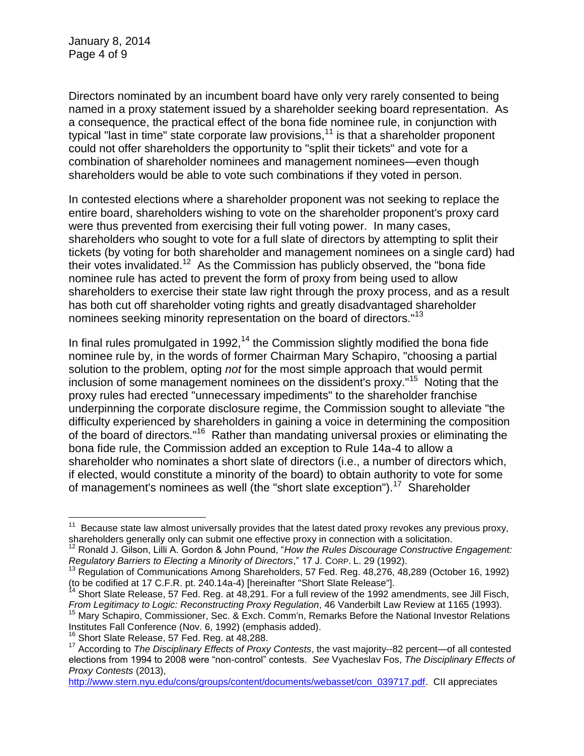Directors nominated by an incumbent board have only very rarely consented to being named in a proxy statement issued by a shareholder seeking board representation. As a consequence, the practical effect of the bona fide nominee rule, in conjunction with typical "last in time" state corporate law provisions,[11] is that a shareholder proponent could not offer shareholders the opportunity to "split their tickets" and vote for a combination of shareholder nominees and management nominees—even though shareholders would be able to vote such combinations if they voted in person.

In contested elections where a shareholder proponent was not seeking to replace the entire board, shareholders wishing to vote on the shareholder proponent's proxy card were thus prevented from exercising their full voting power. In many cases, shareholders who sought to vote for a full slate of directors by attempting to split their tickets (by voting for both shareholder and management nominees on a single card) had their votes invalidated.[12] As the Commission has publicly observed, the "bona fide nominee rule has acted to prevent the form of proxy from being used to allow shareholders to exercise their state law right through the proxy process, and as a result has both cut off shareholder voting rights and greatly disadvantaged shareholder nominees seeking minority representation on the board of directors."[13]

In final rules promulgated in 1992,[14] the Commission slightly modified the bona fide nominee rule by, in the words of former Chairman Mary Schapiro, "choosing a partial solution to the problem, opting *not* for the most simple approach that would permit inclusion of some management nominees on the dissident's proxy."[15] Noting that the proxy rules had erected "unnecessary impediments" to the shareholder franchise underpinning the corporate disclosure regime, the Commission sought to alleviate "the difficulty experienced by shareholders in gaining a voice in determining the composition of the board of directors."[16] Rather than mandating universal proxies or eliminating the bona fide rule, the Commission added an exception to Rule 14a-4 to allow a shareholder who nominates a short slate of directors (i.e., a number of directors which, if elected, would constitute a minority of the board) to obtain authority to vote for some of management's nominees as well (the "short slate exception").[17] Shareholder

---

[11] Because state law almost universally provides that the latest dated proxy revokes any previous proxy, shareholders generally only can submit one effective proxy in connection with a solicitation.

[12] Ronald J. Gilson, Lilli A. Gordon & John Pound, "*How the Rules Discourage Constructive Engagement: Regulatory Barriers to Electing a Minority of Directors*," 17 J. CORP. L. 29 (1992).

[13] Regulation of Communications Among Shareholders, 57 Fed. Reg. 48,276, 48,289 (October 16, 1992) (to be codified at 17 C.F.R. pt. 240.14a-4) [hereinafter "Short Slate Release"].

[14] Short Slate Release, 57 Fed. Reg. at 48,291. For a full review of the 1992 amendments, see Jill Fisch, *From Legitimacy to Logic: Reconstructing Proxy Regulation*, 46 Vanderbilt Law Review at 1165 (1993).

[15] Mary Schapiro, Commissioner, Sec. & Exch. Comm'n, Remarks Before the National Investor Relations Institutes Fall Conference (Nov. 6, 1992) (emphasis added).

[16] Short Slate Release, 57 Fed. Reg. at 48,288.

[17] According to *The Disciplinary Effects of Proxy Contests*, the vast majority--82 percent—of all contested elections from 1994 to 2008 were "non-control" contests. *See* Vyacheslav Fos, *The Disciplinary Effects of Proxy Contests* (2013), http://www.stern.nyu.edu/cons/groups/content/documents/webasset/con_039717.pdf. CII appreciates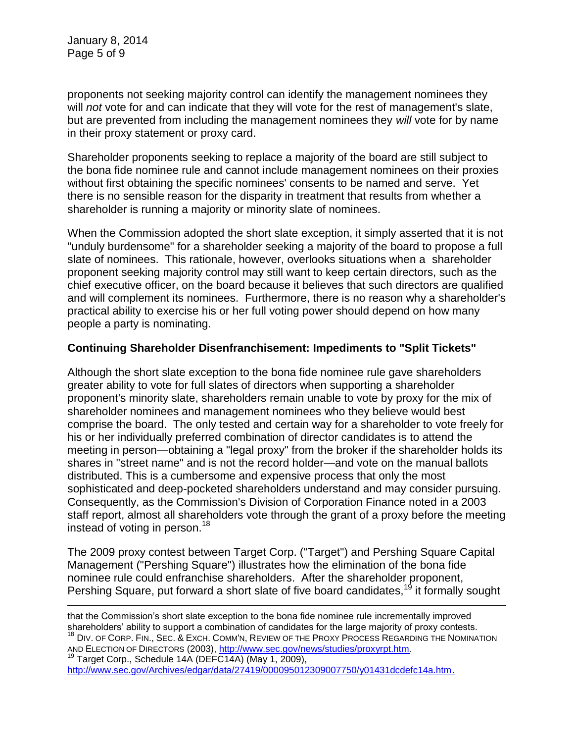proponents not seeking majority control can identify the management nominees they will *not* vote for and can indicate that they will vote for the rest of management's slate, but are prevented from including the management nominees they *will* vote for by name in their proxy statement or proxy card.

Shareholder proponents seeking to replace a majority of the board are still subject to the bona fide nominee rule and cannot include management nominees on their proxies without first obtaining the specific nominees' consents to be named and serve. Yet there is no sensible reason for the disparity in treatment that results from whether a shareholder is running a majority or minority slate of nominees.

When the Commission adopted the short slate exception, it simply asserted that it is not "unduly burdensome" for a shareholder seeking a majority of the board to propose a full slate of nominees. This rationale, however, overlooks situations when a shareholder proponent seeking majority control may still want to keep certain directors, such as the chief executive officer, on the board because it believes that such directors are qualified and will complement its nominees. Furthermore, there is no reason why a shareholder's practical ability to exercise his or her full voting power should depend on how many people a party is nominating.

**Continuing Shareholder Disenfranchisement: Impediments to "Split Tickets"**

Although the short slate exception to the bona fide nominee rule gave shareholders greater ability to vote for full slates of directors when supporting a shareholder proponent's minority slate, shareholders remain unable to vote by proxy for the mix of shareholder nominees and management nominees who they believe would best comprise the board. The only tested and certain way for a shareholder to vote freely for his or her individually preferred combination of director candidates is to attend the meeting in person—obtaining a "legal proxy" from the broker if the shareholder holds its shares in "street name" and is not the record holder—and vote on the manual ballots distributed. This is a cumbersome and expensive process that only the most sophisticated and deep-pocketed shareholders understand and may consider pursuing. Consequently, as the Commission's Division of Corporation Finance noted in a 2003 staff report, almost all shareholders vote through the grant of a proxy before the meeting instead of voting in person.[18]

The 2009 proxy contest between Target Corp. ("Target") and Pershing Square Capital Management ("Pershing Square") illustrates how the elimination of the bona fide nominee rule could enfranchise shareholders. After the shareholder proponent, Pershing Square, put forward a short slate of five board candidates,[19] it formally sought

---

that the Commission's short slate exception to the bona fide nominee rule incrementally improved shareholders' ability to support a combination of candidates for the large majority of proxy contests.

[18] DIV. OF CORP. FIN., SEC. & EXCH. COMM'N, REVIEW OF THE PROXY PROCESS REGARDING THE NOMINATION AND ELECTION OF DIRECTORS (2003), http://www.sec.gov/news/studies/proxyrpt.htm.

[19] Target Corp., Schedule 14A (DEFC14A) (May 1, 2009), http://www.sec.gov/Archives/edgar/data/27419/000095012309007750/y01431dcdefc14a.htm.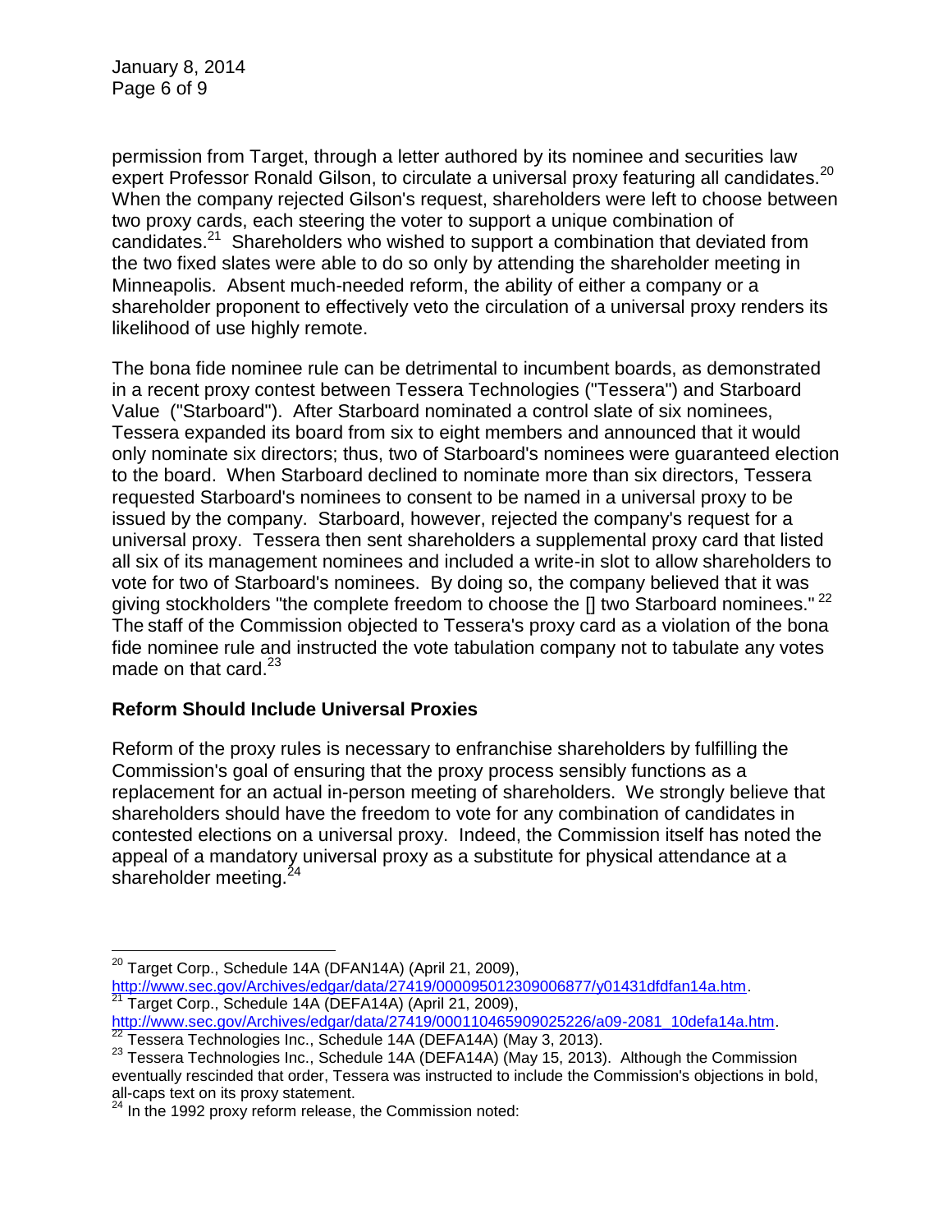permission from Target, through a letter authored by its nominee and securities law expert Professor Ronald Gilson, to circulate a universal proxy featuring all candidates.[20] When the company rejected Gilson's request, shareholders were left to choose between two proxy cards, each steering the voter to support a unique combination of candidates.[21] Shareholders who wished to support a combination that deviated from the two fixed slates were able to do so only by attending the shareholder meeting in Minneapolis. Absent much-needed reform, the ability of either a company or a shareholder proponent to effectively veto the circulation of a universal proxy renders its likelihood of use highly remote.

The bona fide nominee rule can be detrimental to incumbent boards, as demonstrated in a recent proxy contest between Tessera Technologies ("Tessera") and Starboard Value ("Starboard"). After Starboard nominated a control slate of six nominees, Tessera expanded its board from six to eight members and announced that it would only nominate six directors; thus, two of Starboard's nominees were guaranteed election to the board. When Starboard declined to nominate more than six directors, Tessera requested Starboard's nominees to consent to be named in a universal proxy to be issued by the company. Starboard, however, rejected the company's request for a universal proxy. Tessera then sent shareholders a supplemental proxy card that listed all six of its management nominees and included a write-in slot to allow shareholders to vote for two of Starboard's nominees. By doing so, the company believed that it was giving stockholders "the complete freedom to choose the [] two Starboard nominees."[22] The staff of the Commission objected to Tessera's proxy card as a violation of the bona fide nominee rule and instructed the vote tabulation company not to tabulate any votes made on that card.[23]

## Reform Should Include Universal Proxies

Reform of the proxy rules is necessary to enfranchise shareholders by fulfilling the Commission's goal of ensuring that the proxy process sensibly functions as a replacement for an actual in-person meeting of shareholders. We strongly believe that shareholders should have the freedom to vote for any combination of candidates in contested elections on a universal proxy. Indeed, the Commission itself has noted the appeal of a mandatory universal proxy as a substitute for physical attendance at a shareholder meeting.[24]

---

[20] Target Corp., Schedule 14A (DFAN14A) (April 21, 2009), http://www.sec.gov/Archives/edgar/data/27419/000095012309006877/y01431dfdfan14a.htm.

[21] Target Corp., Schedule 14A (DEFA14A) (April 21, 2009), http://www.sec.gov/Archives/edgar/data/27419/000110465909025226/a09-2081_10defa14a.htm.

[22] Tessera Technologies Inc., Schedule 14A (DEFA14A) (May 3, 2013).

[23] Tessera Technologies Inc., Schedule 14A (DEFA14A) (May 15, 2013). Although the Commission eventually rescinded that order, Tessera was instructed to include the Commission's objections in bold, all-caps text on its proxy statement.

[24] In the 1992 proxy reform release, the Commission noted: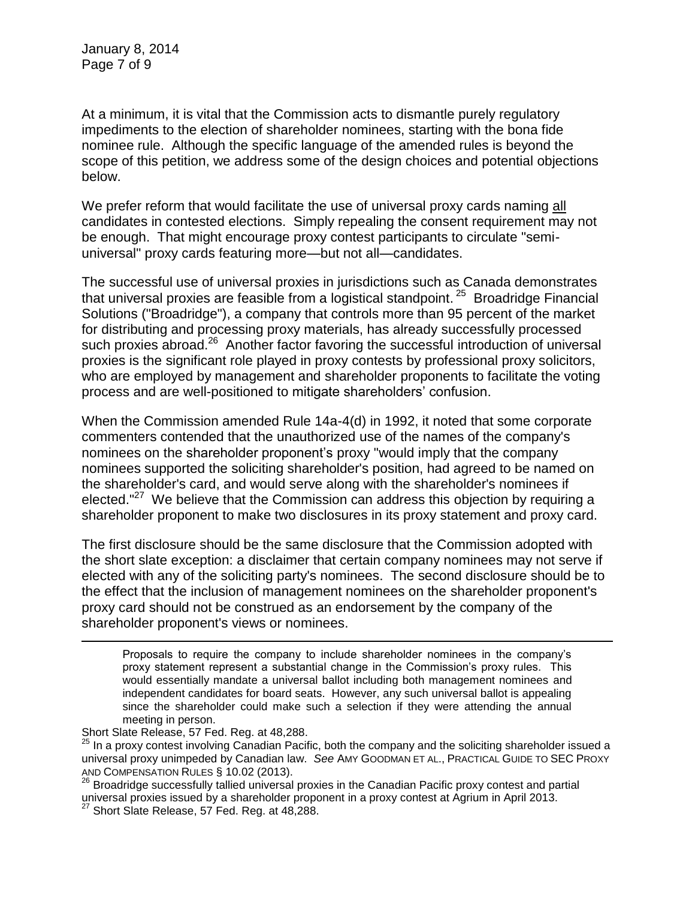At a minimum, it is vital that the Commission acts to dismantle purely regulatory impediments to the election of shareholder nominees, starting with the bona fide nominee rule. Although the specific language of the amended rules is beyond the scope of this petition, we address some of the design choices and potential objections below.

We prefer reform that would facilitate the use of universal proxy cards naming all candidates in contested elections. Simply repealing the consent requirement may not be enough. That might encourage proxy contest participants to circulate "semi-universal" proxy cards featuring more—but not all—candidates.

The successful use of universal proxies in jurisdictions such as Canada demonstrates that universal proxies are feasible from a logistical standpoint.[25] Broadridge Financial Solutions ("Broadridge"), a company that controls more than 95 percent of the market for distributing and processing proxy materials, has already successfully processed such proxies abroad.[26] Another factor favoring the successful introduction of universal proxies is the significant role played in proxy contests by professional proxy solicitors, who are employed by management and shareholder proponents to facilitate the voting process and are well-positioned to mitigate shareholders' confusion.

When the Commission amended Rule 14a-4(d) in 1992, it noted that some corporate commenters contended that the unauthorized use of the names of the company's nominees on the shareholder proponent's proxy "would imply that the company nominees supported the soliciting shareholder's position, had agreed to be named on the shareholder's card, and would serve along with the shareholder's nominees if elected."[27] We believe that the Commission can address this objection by requiring a shareholder proponent to make two disclosures in its proxy statement and proxy card.

The first disclosure should be the same disclosure that the Commission adopted with the short slate exception: a disclaimer that certain company nominees may not serve if elected with any of the soliciting party's nominees. The second disclosure should be to the effect that the inclusion of management nominees on the shareholder proponent's proxy card should not be construed as an endorsement by the company of the shareholder proponent's views or nominees.

---

> Proposals to require the company to include shareholder nominees in the company's proxy statement represent a substantial change in the Commission's proxy rules. This would essentially mandate a universal ballot including both management nominees and independent candidates for board seats. However, any such universal ballot is appealing since the shareholder could make such a selection if they were attending the annual meeting in person.

Short Slate Release, 57 Fed. Reg. at 48,288.

[25] In a proxy contest involving Canadian Pacific, both the company and the soliciting shareholder issued a universal proxy unimpeded by Canadian law. *See* AMY GOODMAN ET AL., PRACTICAL GUIDE TO SEC PROXY AND COMPENSATION RULES § 10.02 (2013).

[26] Broadridge successfully tallied universal proxies in the Canadian Pacific proxy contest and partial universal proxies issued by a shareholder proponent in a proxy contest at Agrium in April 2013.

[27] Short Slate Release, 57 Fed. Reg. at 48,288.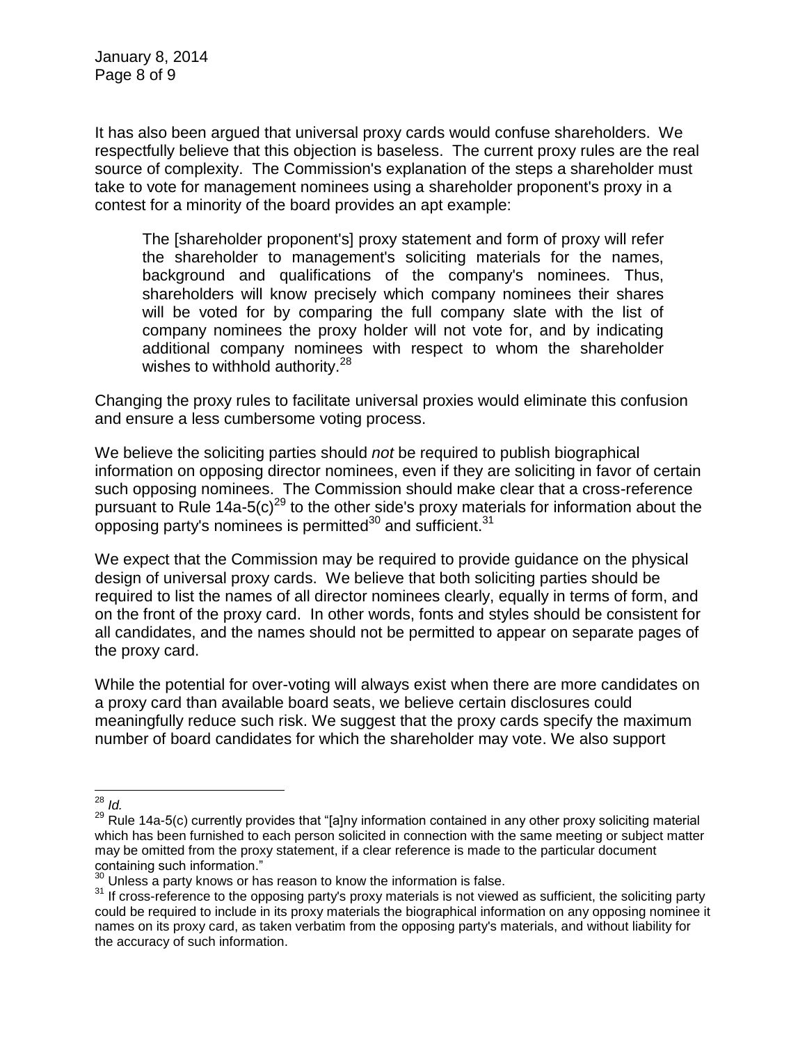It has also been argued that universal proxy cards would confuse shareholders. We respectfully believe that this objection is baseless. The current proxy rules are the real source of complexity. The Commission's explanation of the steps a shareholder must take to vote for management nominees using a shareholder proponent's proxy in a contest for a minority of the board provides an apt example:

> The [shareholder proponent's] proxy statement and form of proxy will refer the shareholder to management's soliciting materials for the names, background and qualifications of the company's nominees. Thus, shareholders will know precisely which company nominees their shares will be voted for by comparing the full company slate with the list of company nominees the proxy holder will not vote for, and by indicating additional company nominees with respect to whom the shareholder wishes to withhold authority.[28]

Changing the proxy rules to facilitate universal proxies would eliminate this confusion and ensure a less cumbersome voting process.

We believe the soliciting parties should *not* be required to publish biographical information on opposing director nominees, even if they are soliciting in favor of certain such opposing nominees. The Commission should make clear that a cross-reference pursuant to Rule 14a-5(c)[29] to the other side's proxy materials for information about the opposing party's nominees is permitted[30] and sufficient.[31]

We expect that the Commission may be required to provide guidance on the physical design of universal proxy cards. We believe that both soliciting parties should be required to list the names of all director nominees clearly, equally in terms of form, and on the front of the proxy card. In other words, fonts and styles should be consistent for all candidates, and the names should not be permitted to appear on separate pages of the proxy card.

While the potential for over-voting will always exist when there are more candidates on a proxy card than available board seats, we believe certain disclosures could meaningfully reduce such risk. We suggest that the proxy cards specify the maximum number of board candidates for which the shareholder may vote. We also support

---

[28] *Id.*

[29] Rule 14a-5(c) currently provides that "[a]ny information contained in any other proxy soliciting material which has been furnished to each person solicited in connection with the same meeting or subject matter may be omitted from the proxy statement, if a clear reference is made to the particular document containing such information."

[30] Unless a party knows or has reason to know the information is false.

[31] If cross-reference to the opposing party's proxy materials is not viewed as sufficient, the soliciting party could be required to include in its proxy materials the biographical information on any opposing nominee it names on its proxy card, as taken verbatim from the opposing party's materials, and without liability for the accuracy of such information.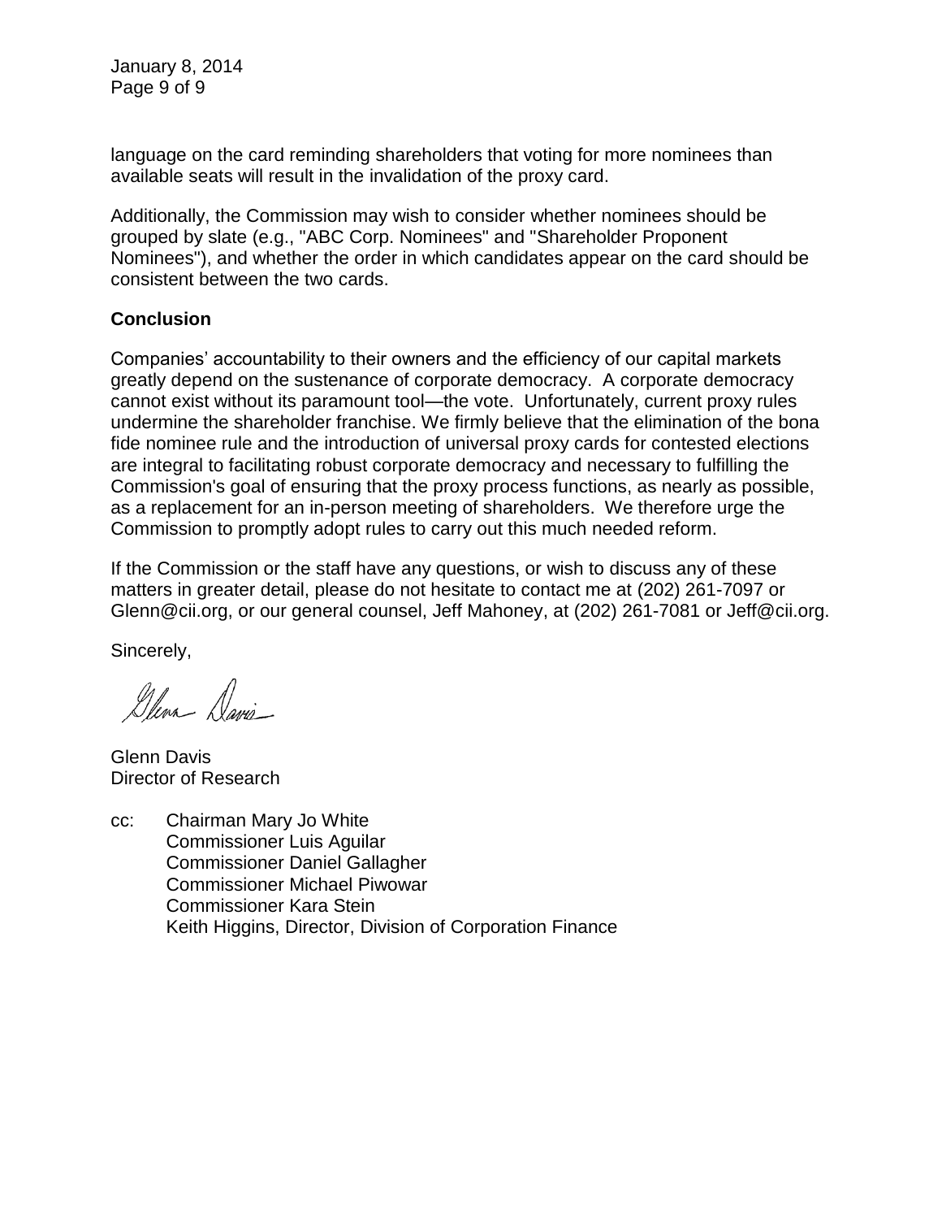language on the card reminding shareholders that voting for more nominees than available seats will result in the invalidation of the proxy card.

Additionally, the Commission may wish to consider whether nominees should be grouped by slate (e.g., "ABC Corp. Nominees" and "Shareholder Proponent Nominees"), and whether the order in which candidates appear on the card should be consistent between the two cards.

**Conclusion**

Companies' accountability to their owners and the efficiency of our capital markets greatly depend on the sustenance of corporate democracy. A corporate democracy cannot exist without its paramount tool—the vote. Unfortunately, current proxy rules undermine the shareholder franchise. We firmly believe that the elimination of the bona fide nominee rule and the introduction of universal proxy cards for contested elections are integral to facilitating robust corporate democracy and necessary to fulfilling the Commission's goal of ensuring that the proxy process functions, as nearly as possible, as a replacement for an in-person meeting of shareholders. We therefore urge the Commission to promptly adopt rules to carry out this much needed reform.

If the Commission or the staff have any questions, or wish to discuss any of these matters in greater detail, please do not hesitate to contact me at (202) 261-7097 or Glenn@cii.org, or our general counsel, Jeff Mahoney, at (202) 261-7081 or Jeff@cii.org.

Sincerely,

Glenn Davis

Glenn Davis
Director of Research

cc: Chairman Mary Jo White
Commissioner Luis Aguilar
Commissioner Daniel Gallagher
Commissioner Michael Piwowar
Commissioner Kara Stein
Keith Higgins, Director, Division of Corporation Finance